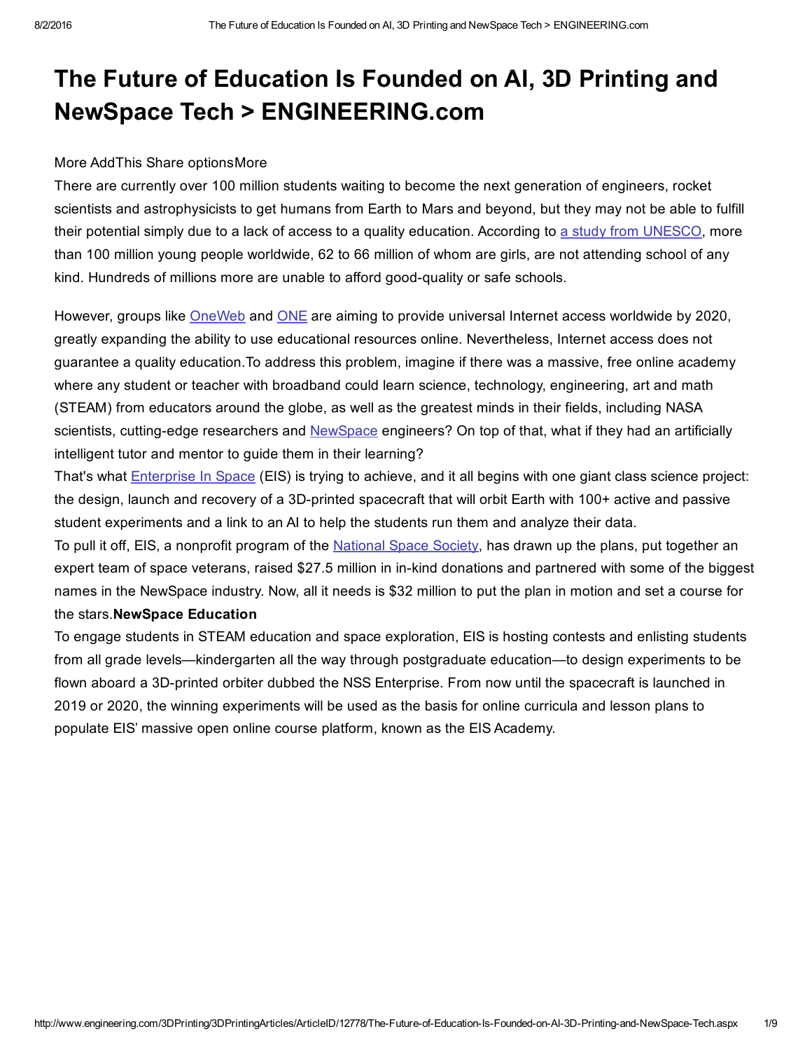# The Future of Education Is Founded on AI, 3D Printing and NewSpace Tech > ENGINEERING.com

More AddThis Share optionsMore

There are currently over 100 million students waiting to become the next generation of engineers, rocket scientists and astrophysicists to get humans from Earth to Mars and beyond, but they may not be able to fulfill their potential simply due to a lack of access to a quality education. According to a study from UNESCO, more than 100 million young people worldwide, 62 to 66 million of whom are girls, are not attending school of any kind. Hundreds of millions more are unable to afford good-quality or safe schools.

However, groups like OneWeb and ONE are aiming to provide universal Internet access worldwide by 2020, greatly expanding the ability to use educational resources online. Nevertheless, Internet access does not guarantee a quality education.To address this problem, imagine if there was a massive, free online academy where any student or teacher with broadband could learn science, technology, engineering, art and math (STEAM) from educators around the globe, as well as the greatest minds in their fields, including NASA scientists, cutting-edge researchers and NewSpace engineers? On top of that, what if they had an artificially intelligent tutor and mentor to guide them in their learning?

That's what Enterprise In Space (EIS) is trying to achieve, and it all begins with one giant class science project: the design, launch and recovery of a 3D-printed spacecraft that will orbit Earth with 100+ active and passive student experiments and a link to an AI to help the students run them and analyze their data.

To pull it off, EIS, a nonprofit program of the National Space Society, has drawn up the plans, put together an expert team of space veterans, raised $27.5 million in in-kind donations and partnered with some of the biggest names in the NewSpace industry. Now, all it needs is $32 million to put the plan in motion and set a course for the stars.

**NewSpace Education**

To engage students in STEAM education and space exploration, EIS is hosting contests and enlisting students from all grade levels—kindergarten all the way through postgraduate education—to design experiments to be flown aboard a 3D-printed orbiter dubbed the NSS Enterprise. From now until the spacecraft is launched in 2019 or 2020, the winning experiments will be used as the basis for online curricula and lesson plans to populate EIS' massive open online course platform, known as the EIS Academy.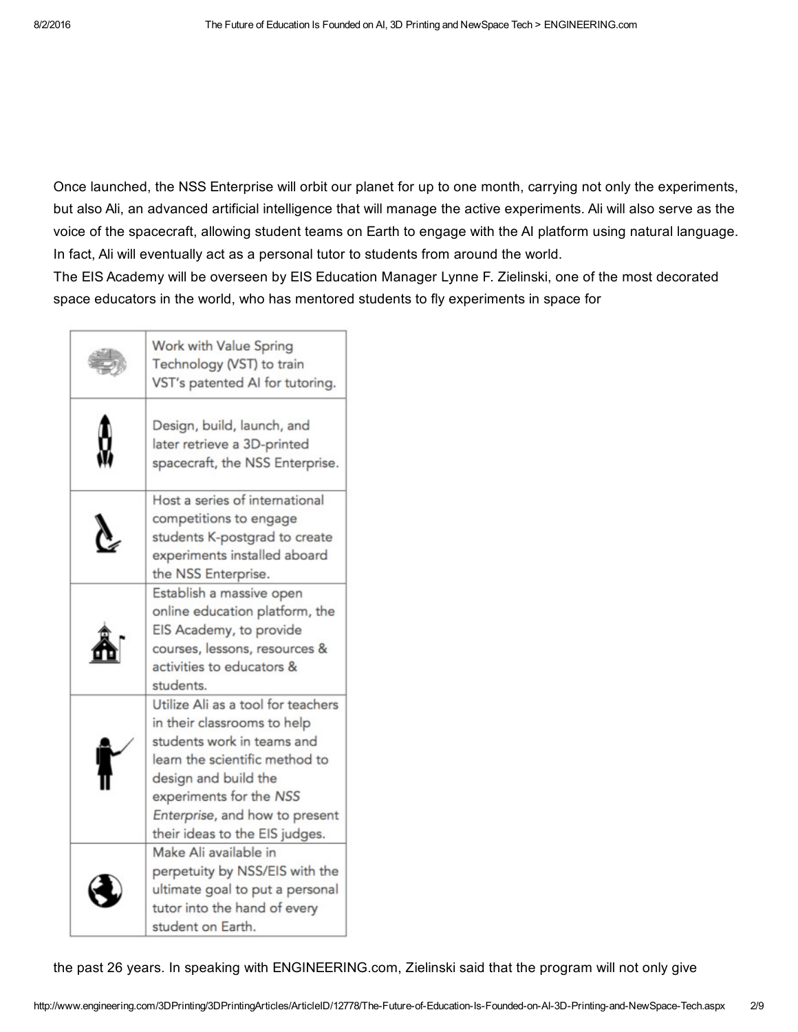Once launched, the NSS Enterprise will orbit our planet for up to one month, carrying not only the experiments, but also Ali, an advanced artificial intelligence that will manage the active experiments. Ali will also serve as the voice of the spacecraft, allowing student teams on Earth to engage with the AI platform using natural language. In fact, Ali will eventually act as a personal tutor to students from around the world.

The EIS Academy will be overseen by EIS Education Manager Lynne F. Zielinski, one of the most decorated space educators in the world, who has mentored students to fly experiments in space for

| | |
|---|---|
| | Work with Value Spring Technology (VST) to train VST's patented AI for tutoring. |
| | Design, build, launch, and later retrieve a 3D-printed spacecraft, the NSS Enterprise. |
| | Host a series of international competitions to engage students K-postgrad to create experiments installed aboard the NSS Enterprise. |
| | Establish a massive open online education platform, the EIS Academy, to provide courses, lessons, resources & activities to educators & students. |
| | Utilize Ali as a tool for teachers in their classrooms to help students work in teams and learn the scientific method to design and build the experiments for the *NSS Enterprise*, and how to present their ideas to the EIS judges. |
| | Make Ali available in perpetuity by NSS/EIS with the ultimate goal to put a personal tutor into the hand of every student on Earth. |

the past 26 years. In speaking with ENGINEERING.com, Zielinski said that the program will not only give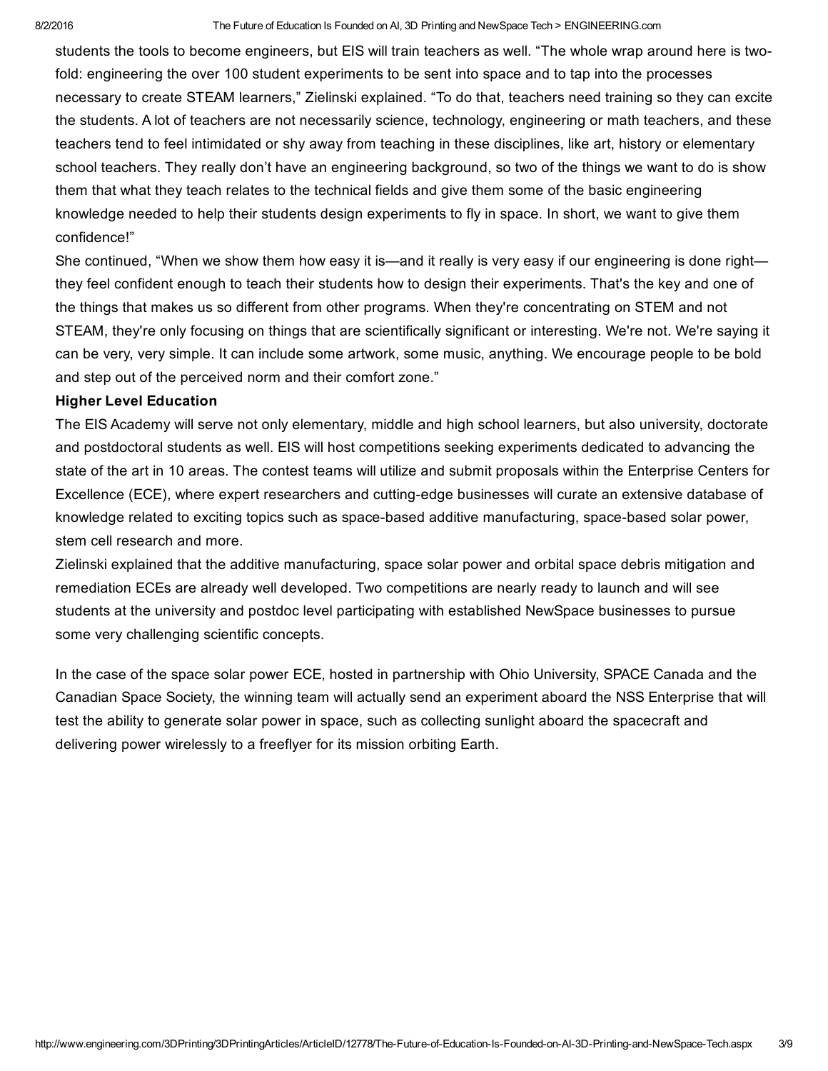students the tools to become engineers, but EIS will train teachers as well. "The whole wrap around here is two-fold: engineering the over 100 student experiments to be sent into space and to tap into the processes necessary to create STEAM learners," Zielinski explained. "To do that, teachers need training so they can excite the students. A lot of teachers are not necessarily science, technology, engineering or math teachers, and these teachers tend to feel intimidated or shy away from teaching in these disciplines, like art, history or elementary school teachers. They really don't have an engineering background, so two of the things we want to do is show them that what they teach relates to the technical fields and give them some of the basic engineering knowledge needed to help their students design experiments to fly in space. In short, we want to give them confidence!"

She continued, "When we show them how easy it is—and it really is very easy if our engineering is done right—they feel confident enough to teach their students how to design their experiments. That's the key and one of the things that makes us so different from other programs. When they're concentrating on STEM and not STEAM, they're only focusing on things that are scientifically significant or interesting. We're not. We're saying it can be very, very simple. It can include some artwork, some music, anything. We encourage people to be bold and step out of the perceived norm and their comfort zone."

**Higher Level Education**

The EIS Academy will serve not only elementary, middle and high school learners, but also university, doctorate and postdoctoral students as well. EIS will host competitions seeking experiments dedicated to advancing the state of the art in 10 areas. The contest teams will utilize and submit proposals within the Enterprise Centers for Excellence (ECE), where expert researchers and cutting-edge businesses will curate an extensive database of knowledge related to exciting topics such as space-based additive manufacturing, space-based solar power, stem cell research and more.

Zielinski explained that the additive manufacturing, space solar power and orbital space debris mitigation and remediation ECEs are already well developed. Two competitions are nearly ready to launch and will see students at the university and postdoc level participating with established NewSpace businesses to pursue some very challenging scientific concepts.

In the case of the space solar power ECE, hosted in partnership with Ohio University, SPACE Canada and the Canadian Space Society, the winning team will actually send an experiment aboard the NSS Enterprise that will test the ability to generate solar power in space, such as collecting sunlight aboard the spacecraft and delivering power wirelessly to a freeflyer for its mission orbiting Earth.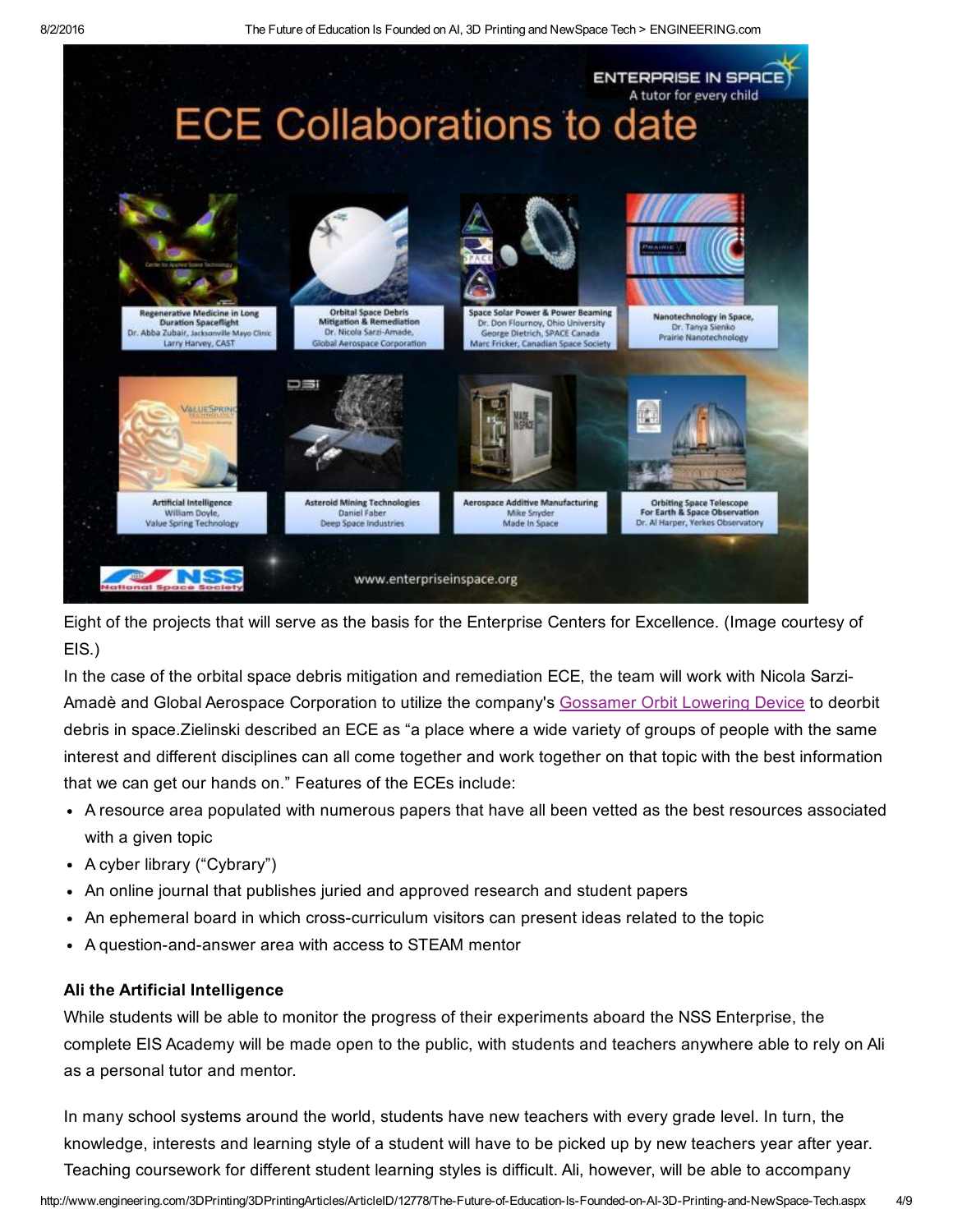Eight of the projects that will serve as the basis for the Enterprise Centers for Excellence. (Image courtesy of EIS.)

In the case of the orbital space debris mitigation and remediation ECE, the team will work with Nicola Sarzi-Amadè and Global Aerospace Corporation to utilize the company's Gossamer Orbit Lowering Device to deorbit debris in space.Zielinski described an ECE as "a place where a wide variety of groups of people with the same interest and different disciplines can all come together and work together on that topic with the best information that we can get our hands on." Features of the ECEs include:

- A resource area populated with numerous papers that have all been vetted as the best resources associated with a given topic
- A cyber library ("Cybrary")
- An online journal that publishes juried and approved research and student papers
- An ephemeral board in which cross-curriculum visitors can present ideas related to the topic
- A question-and-answer area with access to STEAM mentor

### Ali the Artificial Intelligence

While students will be able to monitor the progress of their experiments aboard the NSS Enterprise, the complete EIS Academy will be made open to the public, with students and teachers anywhere able to rely on Ali as a personal tutor and mentor.

In many school systems around the world, students have new teachers with every grade level. In turn, the knowledge, interests and learning style of a student will have to be picked up by new teachers year after year. Teaching coursework for different student learning styles is difficult. Ali, however, will be able to accompany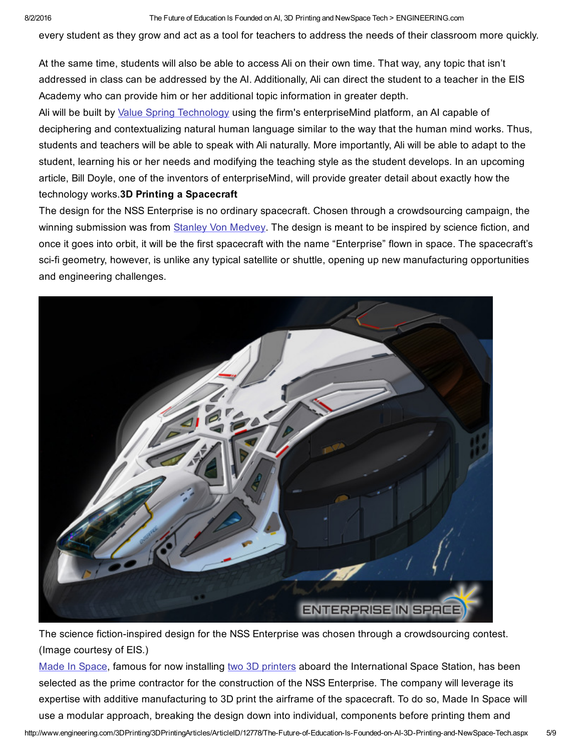every student as they grow and act as a tool for teachers to address the needs of their classroom more quickly.

At the same time, students will also be able to access Ali on their own time. That way, any topic that isn't addressed in class can be addressed by the AI. Additionally, Ali can direct the student to a teacher in the EIS Academy who can provide him or her additional topic information in greater depth.

Ali will be built by Value Spring Technology using the firm's enterpriseMind platform, an AI capable of deciphering and contextualizing natural human language similar to the way that the human mind works. Thus, students and teachers will be able to speak with Ali naturally. More importantly, Ali will be able to adapt to the student, learning his or her needs and modifying the teaching style as the student develops. In an upcoming article, Bill Doyle, one of the inventors of enterpriseMind, will provide greater detail about exactly how the technology works.

**3D Printing a Spacecraft**

The design for the NSS Enterprise is no ordinary spacecraft. Chosen through a crowdsourcing campaign, the winning submission was from Stanley Von Medvey. The design is meant to be inspired by science fiction, and once it goes into orbit, it will be the first spacecraft with the name "Enterprise" flown in space. The spacecraft's sci-fi geometry, however, is unlike any typical satellite or shuttle, opening up new manufacturing opportunities and engineering challenges.

The science fiction-inspired design for the NSS Enterprise was chosen through a crowdsourcing contest. (Image courtesy of EIS.)

Made In Space, famous for now installing two 3D printers aboard the International Space Station, has been selected as the prime contractor for the construction of the NSS Enterprise. The company will leverage its expertise with additive manufacturing to 3D print the airframe of the spacecraft. To do so, Made In Space will use a modular approach, breaking the design down into individual, components before printing them and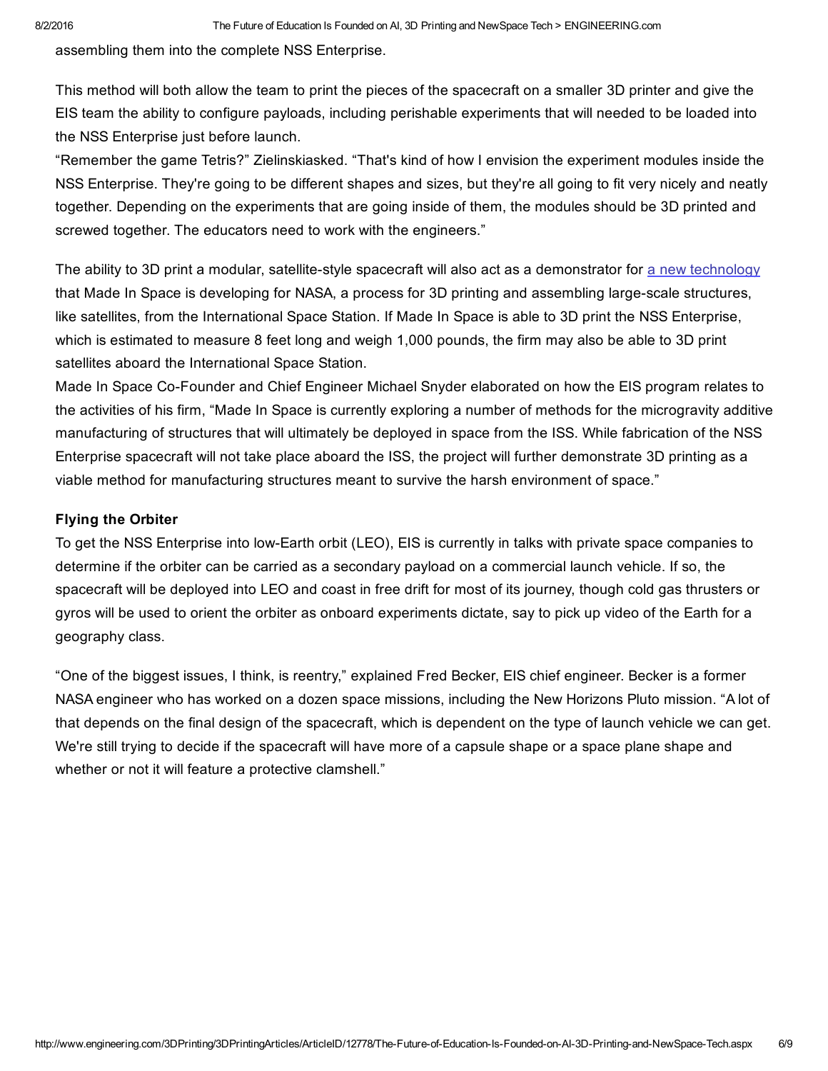assembling them into the complete NSS Enterprise.

This method will both allow the team to print the pieces of the spacecraft on a smaller 3D printer and give the EIS team the ability to configure payloads, including perishable experiments that will needed to be loaded into the NSS Enterprise just before launch.

"Remember the game Tetris?" Zielinskiasked. "That's kind of how I envision the experiment modules inside the NSS Enterprise. They're going to be different shapes and sizes, but they're all going to fit very nicely and neatly together. Depending on the experiments that are going inside of them, the modules should be 3D printed and screwed together. The educators need to work with the engineers."

The ability to 3D print a modular, satellite-style spacecraft will also act as a demonstrator for [a new technology] that Made In Space is developing for NASA, a process for 3D printing and assembling large-scale structures, like satellites, from the International Space Station. If Made In Space is able to 3D print the NSS Enterprise, which is estimated to measure 8 feet long and weigh 1,000 pounds, the firm may also be able to 3D print satellites aboard the International Space Station.

Made In Space Co-Founder and Chief Engineer Michael Snyder elaborated on how the EIS program relates to the activities of his firm, "Made In Space is currently exploring a number of methods for the microgravity additive manufacturing of structures that will ultimately be deployed in space from the ISS. While fabrication of the NSS Enterprise spacecraft will not take place aboard the ISS, the project will further demonstrate 3D printing as a viable method for manufacturing structures meant to survive the harsh environment of space."

**Flying the Orbiter**

To get the NSS Enterprise into low-Earth orbit (LEO), EIS is currently in talks with private space companies to determine if the orbiter can be carried as a secondary payload on a commercial launch vehicle. If so, the spacecraft will be deployed into LEO and coast in free drift for most of its journey, though cold gas thrusters or gyros will be used to orient the orbiter as onboard experiments dictate, say to pick up video of the Earth for a geography class.

"One of the biggest issues, I think, is reentry," explained Fred Becker, EIS chief engineer. Becker is a former NASA engineer who has worked on a dozen space missions, including the New Horizons Pluto mission. "A lot of that depends on the final design of the spacecraft, which is dependent on the type of launch vehicle we can get. We're still trying to decide if the spacecraft will have more of a capsule shape or a space plane shape and whether or not it will feature a protective clamshell."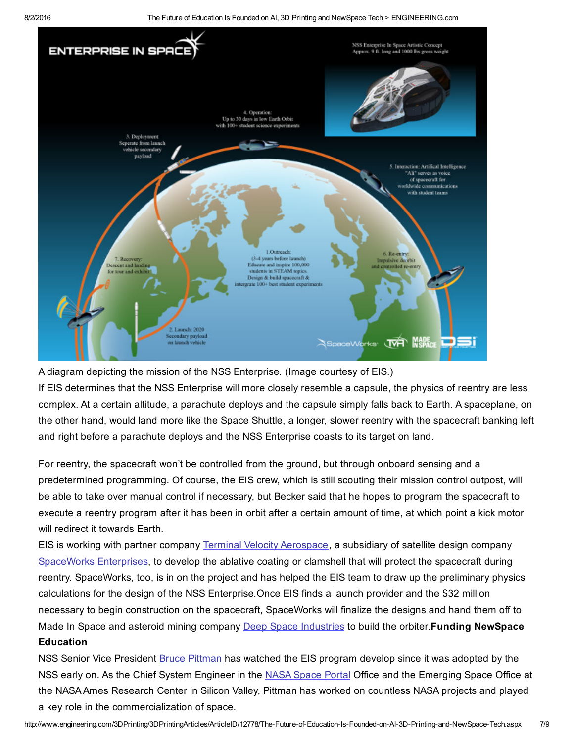A diagram depicting the mission of the NSS Enterprise. (Image courtesy of EIS.)

If EIS determines that the NSS Enterprise will more closely resemble a capsule, the physics of reentry are less complex. At a certain altitude, a parachute deploys and the capsule simply falls back to Earth. A spaceplane, on the other hand, would land more like the Space Shuttle, a longer, slower reentry with the spacecraft banking left and right before a parachute deploys and the NSS Enterprise coasts to its target on land.

For reentry, the spacecraft won't be controlled from the ground, but through onboard sensing and a predetermined programming. Of course, the EIS crew, which is still scouting their mission control outpost, will be able to take over manual control if necessary, but Becker said that he hopes to program the spacecraft to execute a reentry program after it has been in orbit after a certain amount of time, at which point a kick motor will redirect it towards Earth.

EIS is working with partner company Terminal Velocity Aerospace, a subsidiary of satellite design company SpaceWorks Enterprises, to develop the ablative coating or clamshell that will protect the spacecraft during reentry. SpaceWorks, too, is in on the project and has helped the EIS team to draw up the preliminary physics calculations for the design of the NSS Enterprise.Once EIS finds a launch provider and the $32 million necessary to begin construction on the spacecraft, SpaceWorks will finalize the designs and hand them off to Made In Space and asteroid mining company Deep Space Industries to build the orbiter.

**Funding NewSpace Education**

NSS Senior Vice President Bruce Pittman has watched the EIS program develop since it was adopted by the NSS early on. As the Chief System Engineer in the NASA Space Portal Office and the Emerging Space Office at the NASA Ames Research Center in Silicon Valley, Pittman has worked on countless NASA projects and played a key role in the commercialization of space.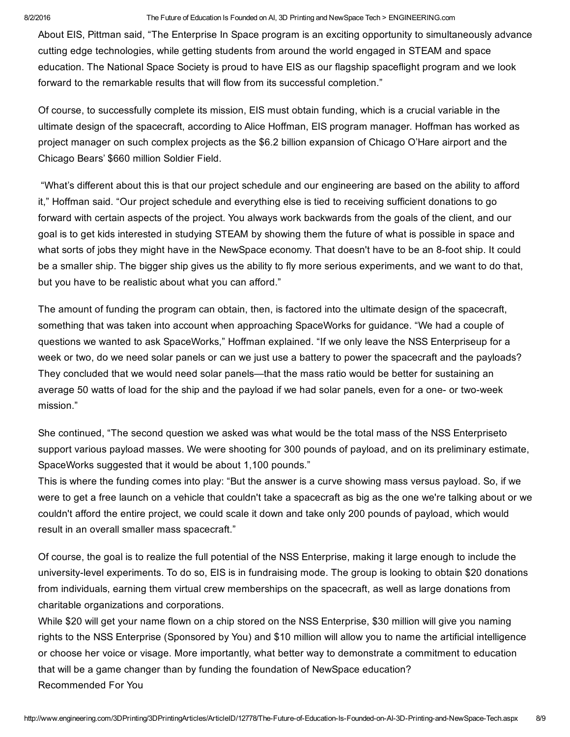About EIS, Pittman said, “The Enterprise In Space program is an exciting opportunity to simultaneously advance cutting edge technologies, while getting students from around the world engaged in STEAM and space education. The National Space Society is proud to have EIS as our flagship spaceflight program and we look forward to the remarkable results that will flow from its successful completion.”

Of course, to successfully complete its mission, EIS must obtain funding, which is a crucial variable in the ultimate design of the spacecraft, according to Alice Hoffman, EIS program manager. Hoffman has worked as project manager on such complex projects as the $6.2 billion expansion of Chicago O’Hare airport and the Chicago Bears’ $660 million Soldier Field.

“What’s different about this is that our project schedule and our engineering are based on the ability to afford it,” Hoffman said. “Our project schedule and everything else is tied to receiving sufficient donations to go forward with certain aspects of the project. You always work backwards from the goals of the client, and our goal is to get kids interested in studying STEAM by showing them the future of what is possible in space and what sorts of jobs they might have in the NewSpace economy. That doesn't have to be an 8-foot ship. It could be a smaller ship. The bigger ship gives us the ability to fly more serious experiments, and we want to do that, but you have to be realistic about what you can afford.”

The amount of funding the program can obtain, then, is factored into the ultimate design of the spacecraft, something that was taken into account when approaching SpaceWorks for guidance. “We had a couple of questions we wanted to ask SpaceWorks,” Hoffman explained. “If we only leave the NSS Enterpriseup for a week or two, do we need solar panels or can we just use a battery to power the spacecraft and the payloads? They concluded that we would need solar panels—that the mass ratio would be better for sustaining an average 50 watts of load for the ship and the payload if we had solar panels, even for a one- or two-week mission.”

She continued, “The second question we asked was what would be the total mass of the NSS Enterpriseto support various payload masses. We were shooting for 300 pounds of payload, and on its preliminary estimate, SpaceWorks suggested that it would be about 1,100 pounds.”

This is where the funding comes into play: “But the answer is a curve showing mass versus payload. So, if we were to get a free launch on a vehicle that couldn't take a spacecraft as big as the one we're talking about or we couldn't afford the entire project, we could scale it down and take only 200 pounds of payload, which would result in an overall smaller mass spacecraft.”

Of course, the goal is to realize the full potential of the NSS Enterprise, making it large enough to include the university-level experiments. To do so, EIS is in fundraising mode. The group is looking to obtain $20 donations from individuals, earning them virtual crew memberships on the spacecraft, as well as large donations from charitable organizations and corporations.

While $20 will get your name flown on a chip stored on the NSS Enterprise, $30 million will give you naming rights to the NSS Enterprise (Sponsored by You) and $10 million will allow you to name the artificial intelligence or choose her voice or visage. More importantly, what better way to demonstrate a commitment to education that will be a game changer than by funding the foundation of NewSpace education?

Recommended For You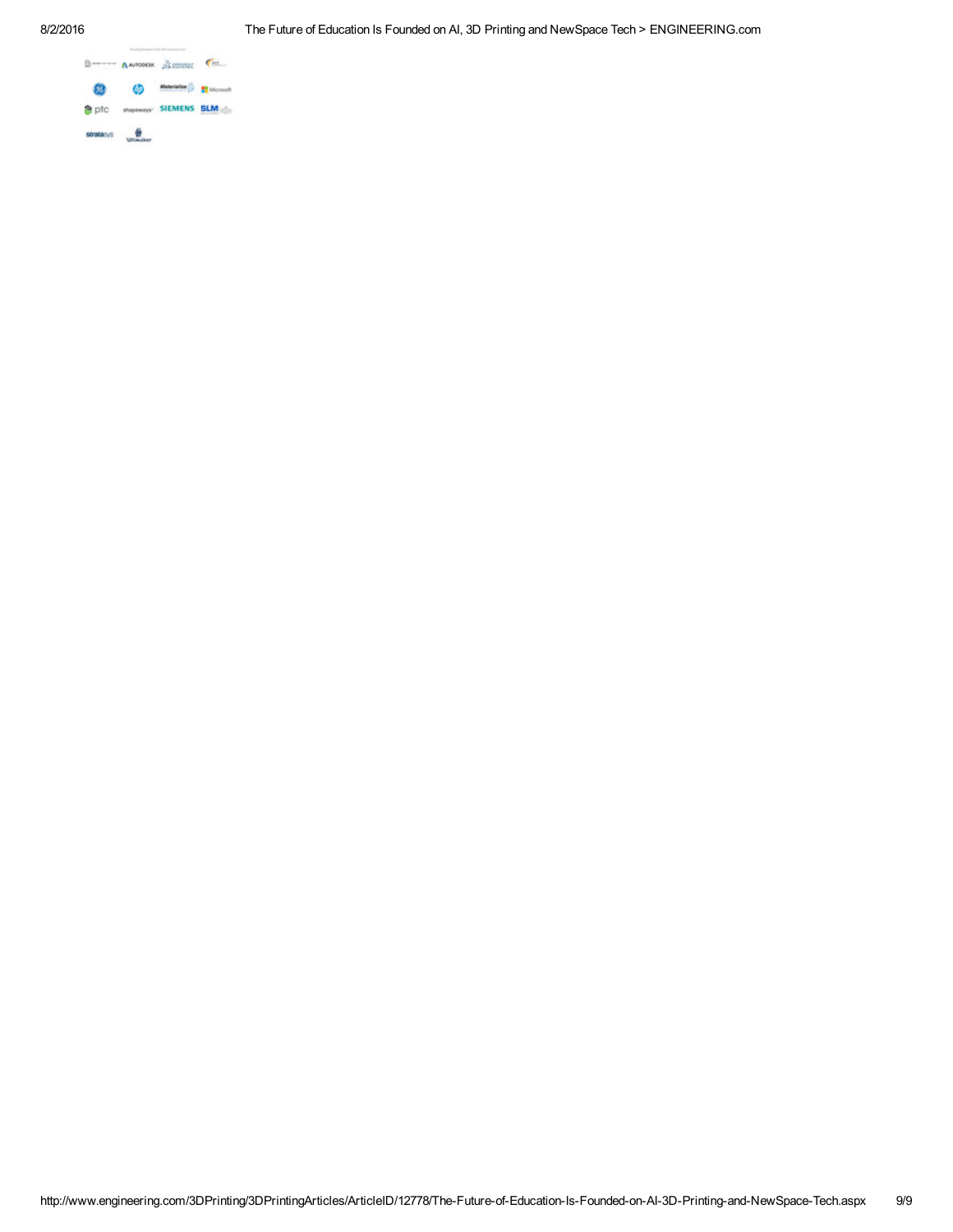AUTODESK

Materialise

Microsoft

ptc

shapeways

SIEMENS

SLM

stratasys

Ultimaker